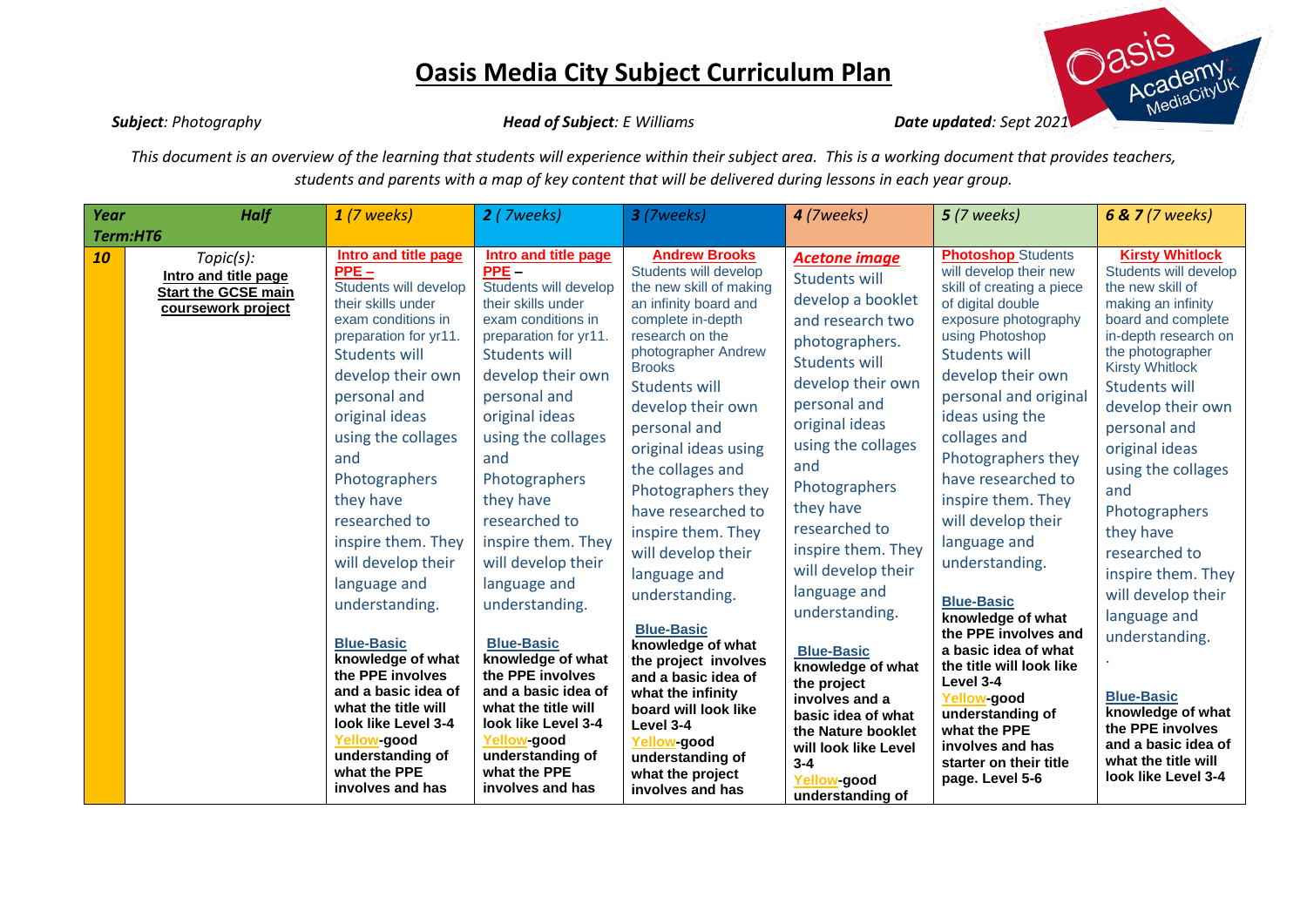# Oasis Media City Subject Curriculum Plan

***Subject**: Photography* | ***Head of Subject**: E Williams* | ***Date updated**: Sept 2021*

*This document is an overview of the learning that students will experience within their subject area. This is a working document that provides teachers, students and parents with a map of key content that will be delivered during lessons in each year group.*

| Year | Half Term:HT6 | 1 (7 weeks) | 2 ( 7weeks) | 3 (7weeks) | 4 (7weeks) | 5 (7 weeks) | 6 & 7 (7 weeks) |
|---|---|---|---|---|---|---|---|
| 10 | Topic(s): **Intro and title page** **Start the GCSE main coursework project** | **Intro and title page PPE –** Students will develop their skills under exam conditions in preparation for yr11. Students will develop their own personal and original ideas using the collages and Photographers they have researched to inspire them. They will develop their language and understanding. **Blue-Basic** **knowledge of what the PPE involves and a basic idea of what the title will look like Level 3-4** **Yellow-good understanding of what the PPE involves and has** | **Intro and title page PPE –** Students will develop their skills under exam conditions in preparation for yr11. Students will develop their own personal and original ideas using the collages and Photographers they have researched to inspire them. They will develop their language and understanding. **Blue-Basic** **knowledge of what the PPE involves and a basic idea of what the title will look like Level 3-4** **Yellow-good understanding of what the PPE involves and has** | **Andrew Brooks** Students will develop the new skill of making an infinity board and complete in-depth research on the photographer Andrew Brooks Students will develop their own personal and original ideas using the collages and Photographers they have researched to inspire them. They will develop their language and understanding. **Blue-Basic** **knowledge of what the project involves and a basic idea of what the infinity board will look like Level 3-4** **Yellow-good understanding of what the project involves and has** | ***Acetone image*** Students will develop a booklet and research two photographers. Students will develop their own personal and original ideas using the collages and Photographers they have researched to inspire them. They will develop their language and understanding. **Blue-Basic** **knowledge of what the project involves and a basic idea of what the Nature booklet will look like Level 3-4** **Yellow-good understanding of** | **Photoshop** Students will develop their new skill of creating a piece of digital double exposure photography using Photoshop Students will develop their own personal and original ideas using the collages and Photographers they have researched to inspire them. They will develop their language and understanding. **Blue-Basic** **knowledge of what the PPE involves and a basic idea of what the title will look like Level 3-4** **Yellow-good understanding of what the PPE involves and has starter on their title page. Level 5-6** | **Kirsty Whitlock** Students will develop the new skill of making an infinity board and complete in-depth research on the photographer Kirsty Whitlock Students will develop their own personal and original ideas using the collages and Photographers they have researched to inspire them. They will develop their language and understanding. . **Blue-Basic** **knowledge of what the PPE involves and a basic idea of what the title will look like Level 3-4** |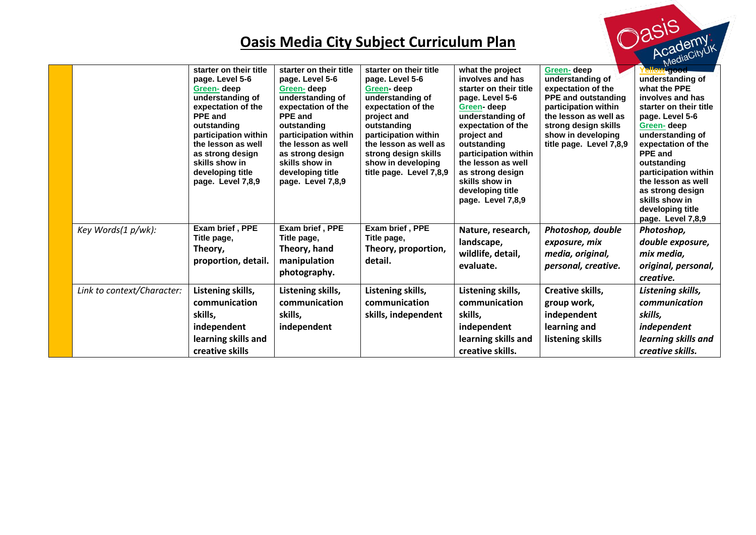# Oasis Media City Subject Curriculum Plan

| | | | | | | | |
|---|---|---|---|---|---|---|---|
| | | starter on their title page. Level 5-6 Green- deep understanding of expectation of the PPE and outstanding participation within the lesson as well as strong design skills show in developing title page. Level 7,8,9 | starter on their title page. Level 5-6 Green- deep understanding of expectation of the PPE and outstanding participation within the lesson as well as strong design skills show in developing title page. Level 7,8,9 | starter on their title page. Level 5-6 Green- deep understanding of expectation of the project and outstanding participation within the lesson as well as strong design skills show in developing title page. Level 7,8,9 | what the project involves and has starter on their title page. Level 5-6 Green- deep understanding of expectation of the project and outstanding participation within the lesson as well as strong design skills show in developing title page. Level 7,8,9 | Green- deep understanding of expectation of the PPE and outstanding participation within the lesson as well as strong design skills show in developing title page. Level 7,8,9 | Yellow- good understanding of what the PPE involves and has starter on their title page. Level 5-6 Green- deep understanding of expectation of the PPE and outstanding participation within the lesson as well as strong design skills show in developing title page. Level 7,8,9 |
| | *Key Words(1 p/wk):* | **Exam brief , PPE Title page, Theory, proportion, detail.** | **Exam brief , PPE Title page, Theory, hand manipulation photography.** | **Exam brief , PPE Title page, Theory, proportion, detail.** | **Nature, research, landscape, wildlife, detail, evaluate.** | ***Photoshop, double exposure, mix media, original, personal, creative.*** | ***Photoshop, double exposure, mix media, original, personal, creative.*** |
| | *Link to context/Character:* | **Listening skills, communication skills, independent learning skills and creative skills** | **Listening skills, communication skills, independent** | **Listening skills, communication skills, independent** | **Listening skills, communication skills, independent learning skills and creative skills.** | **Creative skills, group work, independent learning and listening skills** | ***Listening skills, communication skills, independent learning skills and creative skills.*** |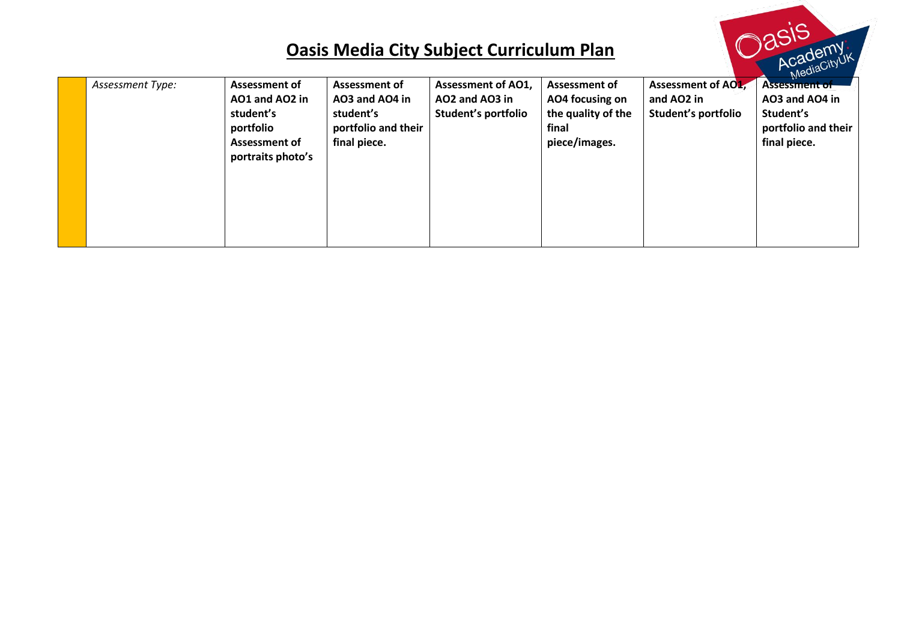# Oasis Media City Subject Curriculum Plan

| | *Assessment Type:* | **Assessment of AO1 and AO2 in student's portfolio Assessment of portraits photo's** | **Assessment of AO3 and AO4 in student's portfolio and their final piece.** | **Assessment of AO1, AO2 and AO3 in Student's portfolio** | **Assessment of AO4 focusing on the quality of the final piece/images.** | **Assessment of AO1, and AO2 in Student's portfolio** | **Assessment of AO3 and AO4 in Student's portfolio and their final piece.** |
|---|---|---|---|---|---|---|---|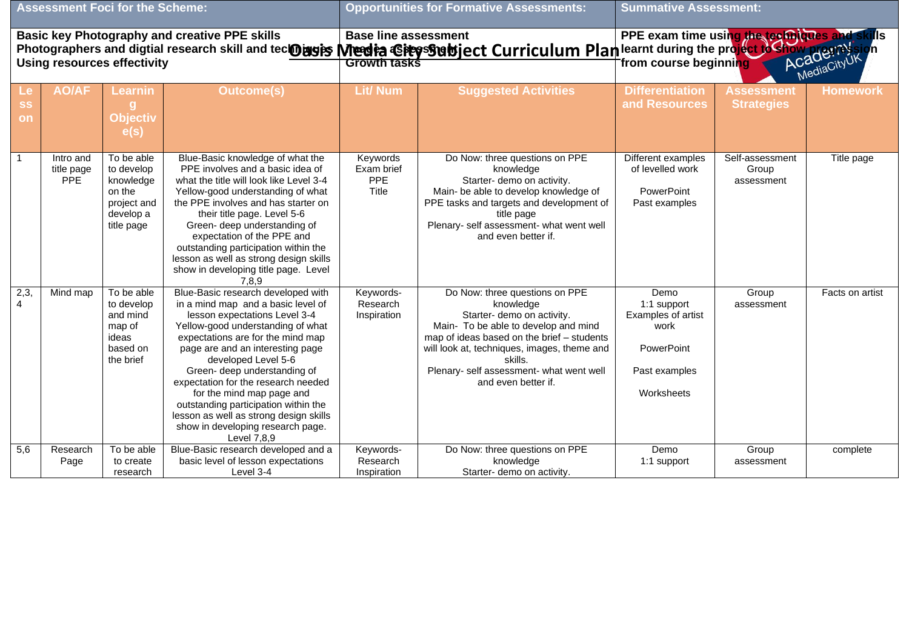# Oasis Media City Subject Curriculum Plan

| Assessment Foci for the Scheme: | Opportunities for Formative Assessments: | Summative Assessment: |
|---|---|---|
| Basic key Photography and creative PPE skills<br>Photographers and digtial research skill and techniques<br>Using resources effectivity | Base line assessment<br>Teacher assessment<br>Growth tasks | PPE exam time using the techniques and skills learnt during the project to show progression from course beginning |

| Lesson | AO/AF | Learning Objective(s) | Outcome(s) | Lit/ Num | Suggested Activities | Differentiation and Resources | Assessment Strategies | Homework |
|---|---|---|---|---|---|---|---|---|
| 1 | Intro and title page PPE | To be able to develop knowledge on the project and develop a title page | Blue-Basic knowledge of what the PPE involves and a basic idea of what the title will look like Level 3-4<br>Yellow-good understanding of what the PPE involves and has starter on their title page. Level 5-6<br>Green- deep understanding of expectation of the PPE and outstanding participation within the lesson as well as strong design skills show in developing title page. Level 7,8,9 | Keywords<br>Exam brief<br>PPE<br>Title | Do Now: three questions on PPE knowledge<br>Starter- demo on activity.<br>Main- be able to develop knowledge of PPE tasks and targets and development of title page<br>Plenary- self assessment- what went well and even better if. | Different examples of levelled work<br><br>PowerPoint<br>Past examples | Self-assessment<br>Group assessment | Title page |
| 2,3,4 | Mind map | To be able to develop and mind map of ideas based on the brief | Blue-Basic research developed with in a mind map and a basic level of lesson expectations Level 3-4<br>Yellow-good understanding of what expectations are for the mind map page are and an interesting page developed Level 5-6<br>Green- deep understanding of expectation for the research needed for the mind map page and outstanding participation within the lesson as well as strong design skills show in developing research page. Level 7,8,9 | Keywords-<br>Research<br>Inspiration | Do Now: three questions on PPE knowledge<br>Starter- demo on activity.<br>Main- To be able to develop and mind map of ideas based on the brief – students will look at, techniques, images, theme and skills.<br>Plenary- self assessment- what went well and even better if. | Demo<br>1:1 support<br>Examples of artist work<br><br>PowerPoint<br><br>Past examples<br><br>Worksheets | Group assessment | Facts on artist |
| 5,6 | Research Page | To be able to create research | Blue-Basic research developed and a basic level of lesson expectations Level 3-4 | Keywords-<br>Research<br>Inspiration | Do Now: three questions on PPE knowledge<br>Starter- demo on activity. | Demo<br>1:1 support | Group assessment | complete |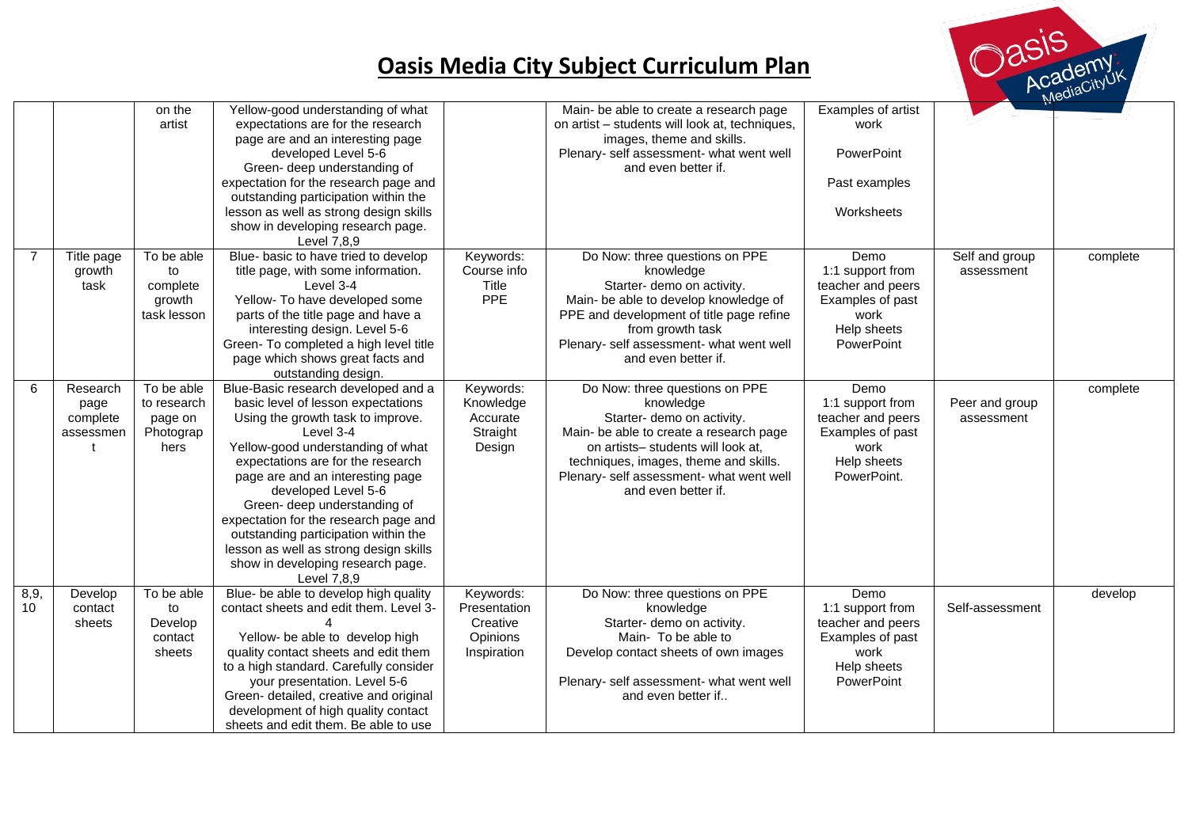# Oasis Media City Subject Curriculum Plan

| | | | | | | | | |
|---|---|---|---|---|---|---|---|---|
| | | on the artist | Yellow-good understanding of what expectations are for the research page are and an interesting page developed Level 5-6<br>Green- deep understanding of expectation for the research page and outstanding participation within the lesson as well as strong design skills show in developing research page. Level 7,8,9 | | Main- be able to create a research page on artist – students will look at, techniques, images, theme and skills.<br>Plenary- self assessment- what went well and even better if. | Examples of artist work<br><br>PowerPoint<br><br>Past examples<br><br>Worksheets | | |
| 7 | Title page growth task | To be able to complete growth task lesson | Blue- basic to have tried to develop title page, with some information. Level 3-4<br>Yellow- To have developed some parts of the title page and have a interesting design. Level 5-6<br>Green- To completed a high level title page which shows great facts and outstanding design. | Keywords: Course info Title PPE | Do Now: three questions on PPE knowledge<br>Starter- demo on activity.<br>Main- be able to develop knowledge of PPE and development of title page refine from growth task<br>Plenary- self assessment- what went well and even better if. | Demo<br>1:1 support from teacher and peers<br>Examples of past work<br>Help sheets<br>PowerPoint | Self and group assessment | complete |
| 6 | Research page complete assessment | To be able to research page on Photographers | Blue-Basic research developed and a basic level of lesson expectations Using the growth task to improve. Level 3-4<br>Yellow-good understanding of what expectations are for the research page are and an interesting page developed Level 5-6<br>Green- deep understanding of expectation for the research page and outstanding participation within the lesson as well as strong design skills show in developing research page. Level 7,8,9 | Keywords: Knowledge Accurate Straight Design | Do Now: three questions on PPE knowledge<br>Starter- demo on activity.<br>Main- be able to create a research page on artists– students will look at, techniques, images, theme and skills.<br>Plenary- self assessment- what went well and even better if. | Demo<br>1:1 support from teacher and peers<br>Examples of past work<br>Help sheets<br>PowerPoint. | Peer and group assessment | complete |
| 8,9, 10 | Develop contact sheets | To be able to Develop contact sheets | Blue- be able to develop high quality contact sheets and edit them. Level 3-4<br>Yellow- be able to develop high quality contact sheets and edit them to a high standard. Carefully consider your presentation. Level 5-6<br>Green- detailed, creative and original development of high quality contact sheets and edit them. Be able to use | Keywords: Presentation Creative Opinions Inspiration | Do Now: three questions on PPE knowledge<br>Starter- demo on activity.<br>Main- To be able to Develop contact sheets of own images<br><br>Plenary- self assessment- what went well and even better if.. | Demo<br>1:1 support from teacher and peers<br>Examples of past work<br>Help sheets<br>PowerPoint | Self-assessment | develop |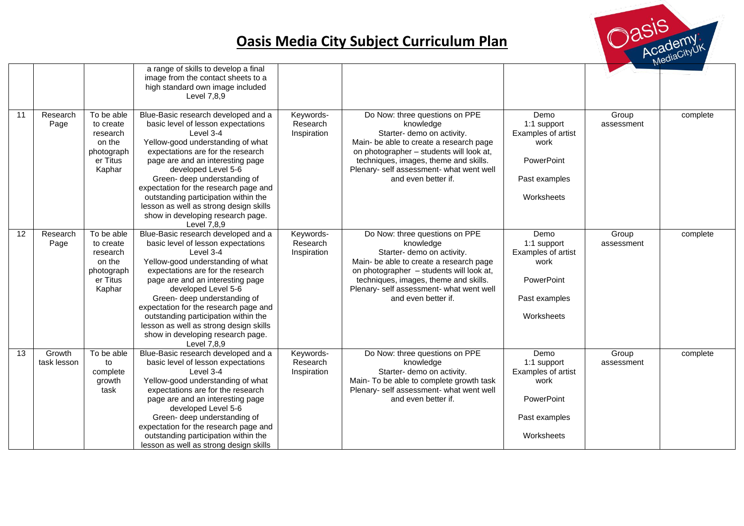# Oasis Media City Subject Curriculum Plan

| | | | | | | | | |
|---|---|---|---|---|---|---|---|---|
| | | | a range of skills to develop a final image from the contact sheets to a high standard own image included Level 7,8,9 | | | | | |
| 11 | Research Page | To be able to create research on the photographer Titus Kaphar | Blue-Basic research developed and a basic level of lesson expectations Level 3-4<br>Yellow-good understanding of what expectations are for the research page are and an interesting page developed Level 5-6<br>Green- deep understanding of expectation for the research page and outstanding participation within the lesson as well as strong design skills show in developing research page. Level 7,8,9 | Keywords- Research Inspiration | Do Now: three questions on PPE knowledge<br>Starter- demo on activity.<br>Main- be able to create a research page on photographer – students will look at, techniques, images, theme and skills.<br>Plenary- self assessment- what went well and even better if. | Demo<br>1:1 support<br>Examples of artist work<br><br>PowerPoint<br><br>Past examples<br><br>Worksheets | Group assessment | complete |
| 12 | Research Page | To be able to create research on the photographer Titus Kaphar | Blue-Basic research developed and a basic level of lesson expectations Level 3-4<br>Yellow-good understanding of what expectations are for the research page are and an interesting page developed Level 5-6<br>Green- deep understanding of expectation for the research page and outstanding participation within the lesson as well as strong design skills show in developing research page. Level 7,8,9 | Keywords- Research Inspiration | Do Now: three questions on PPE knowledge<br>Starter- demo on activity.<br>Main- be able to create a research page on photographer – students will look at, techniques, images, theme and skills.<br>Plenary- self assessment- what went well and even better if. | Demo<br>1:1 support<br>Examples of artist work<br><br>PowerPoint<br><br>Past examples<br><br>Worksheets | Group assessment | complete |
| 13 | Growth task lesson | To be able to complete growth task | Blue-Basic research developed and a basic level of lesson expectations Level 3-4<br>Yellow-good understanding of what expectations are for the research page are and an interesting page developed Level 5-6<br>Green- deep understanding of expectation for the research page and outstanding participation within the lesson as well as strong design skills | Keywords- Research Inspiration | Do Now: three questions on PPE knowledge<br>Starter- demo on activity.<br>Main- To be able to complete growth task<br>Plenary- self assessment- what went well and even better if. | Demo<br>1:1 support<br>Examples of artist work<br><br>PowerPoint<br><br>Past examples<br><br>Worksheets | Group assessment | complete |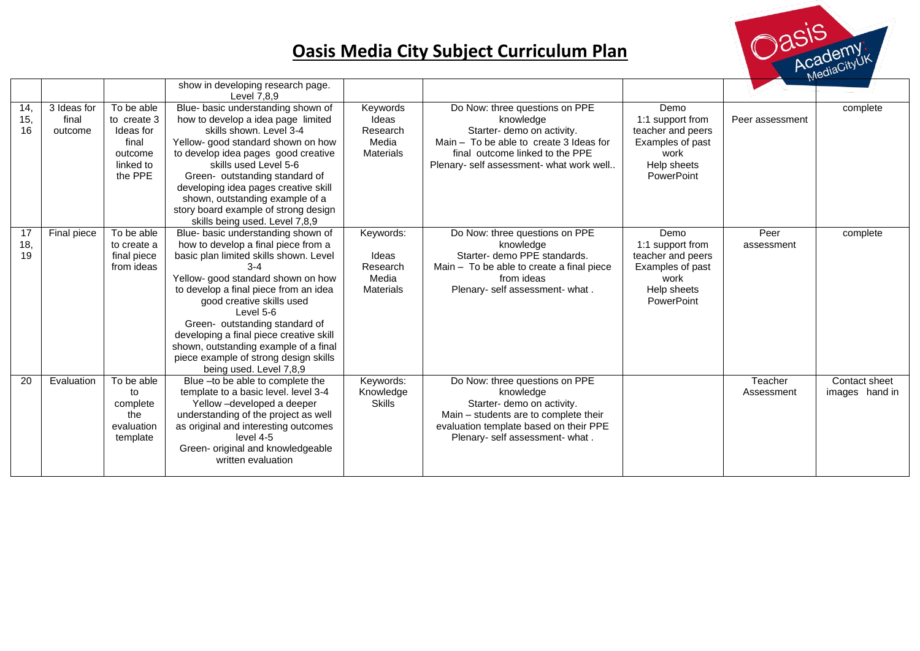# Oasis Media City Subject Curriculum Plan

| | | | | | | | | |
|---|---|---|---|---|---|---|---|---|
| | | | show in developing research page. Level 7,8,9 | | | | | |
| 14, 15, 16 | 3 Ideas for final outcome | To be able to create 3 Ideas for final outcome linked to the PPE | Blue- basic understanding shown of how to develop a idea page limited skills shown. Level 3-4<br>Yellow- good standard shown on how to develop idea pages good creative skills used Level 5-6<br>Green- outstanding standard of developing idea pages creative skill shown, outstanding example of a story board example of strong design skills being used. Level 7,8,9 | Keywords<br>Ideas<br>Research<br>Media<br>Materials | Do Now: three questions on PPE knowledge<br>Starter- demo on activity.<br>Main – To be able to create 3 Ideas for final outcome linked to the PPE<br>Plenary- self assessment- what work well.. | Demo<br>1:1 support from teacher and peers<br>Examples of past work<br>Help sheets<br>PowerPoint | Peer assessment | complete |
| 17 18, 19 | Final piece | To be able to create a final piece from ideas | Blue- basic understanding shown of how to develop a final piece from a basic plan limited skills shown. Level 3-4<br>Yellow- good standard shown on how to develop a final piece from an idea good creative skills used<br>Level 5-6<br>Green- outstanding standard of developing a final piece creative skill shown, outstanding example of a final piece example of strong design skills being used. Level 7,8,9 | Keywords:<br><br>Ideas<br>Research<br>Media<br>Materials | Do Now: three questions on PPE knowledge<br>Starter- demo PPE standards.<br>Main – To be able to create a final piece from ideas<br>Plenary- self assessment- what . | Demo<br>1:1 support from teacher and peers<br>Examples of past work<br>Help sheets<br>PowerPoint | Peer assessment | complete |
| 20 | Evaluation | To be able to complete the evaluation template | Blue –to be able to complete the template to a basic level. level 3-4<br>Yellow –developed a deeper understanding of the project as well as original and interesting outcomes level 4-5<br>Green- original and knowledgeable written evaluation | Keywords:<br>Knowledge<br>Skills | Do Now: three questions on PPE knowledge<br>Starter- demo on activity.<br>Main – students are to complete their evaluation template based on their PPE<br>Plenary- self assessment- what . | | Teacher Assessment | Contact sheet images hand in |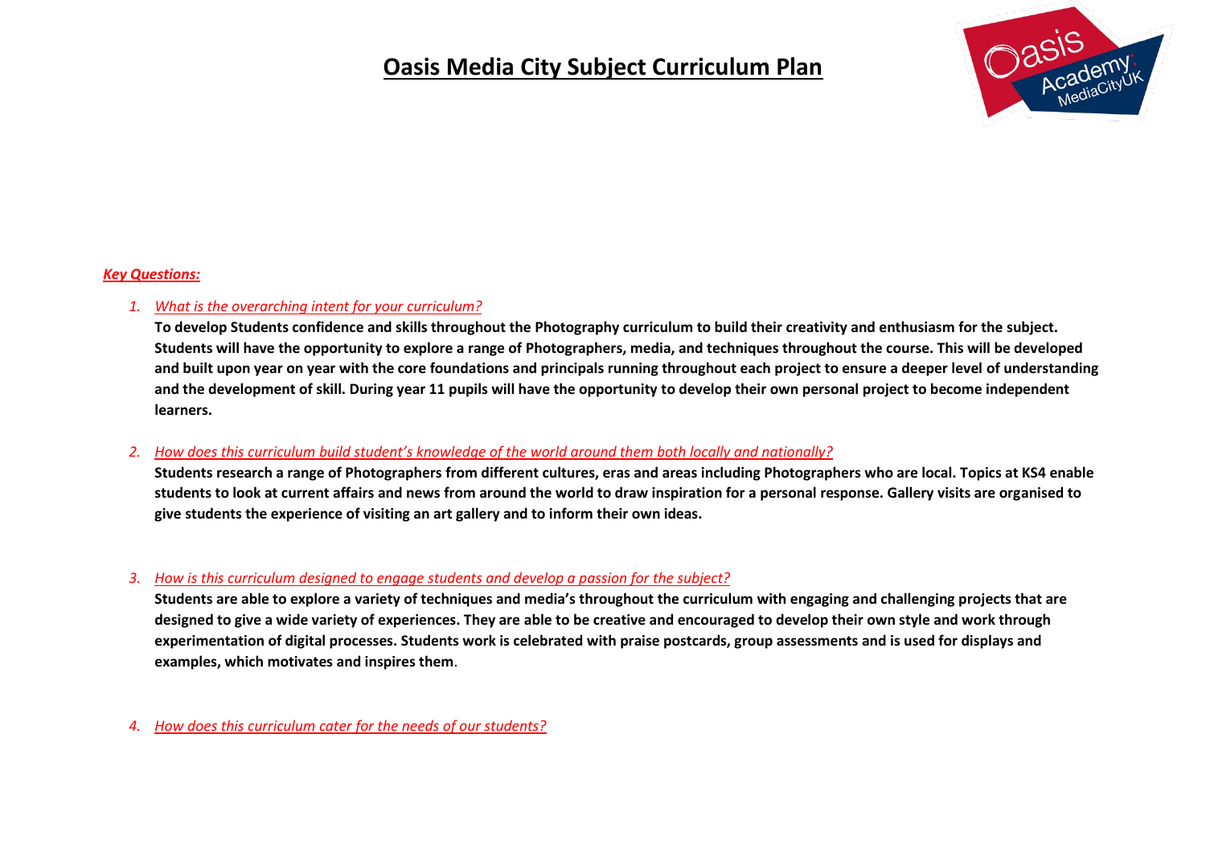# Oasis Media City Subject Curriculum Plan

***Key Questions:***

1. *What is the overarching intent for your curriculum?*

   **To develop Students confidence and skills throughout the Photography curriculum to build their creativity and enthusiasm for the subject. Students will have the opportunity to explore a range of Photographers, media, and techniques throughout the course. This will be developed and built upon year on year with the core foundations and principals running throughout each project to ensure a deeper level of understanding and the development of skill. During year 11 pupils will have the opportunity to develop their own personal project to become independent learners.**

2. *How does this curriculum build student's knowledge of the world around them both locally and nationally?*

   **Students research a range of Photographers from different cultures, eras and areas including Photographers who are local. Topics at KS4 enable students to look at current affairs and news from around the world to draw inspiration for a personal response. Gallery visits are organised to give students the experience of visiting an art gallery and to inform their own ideas.**

3. *How is this curriculum designed to engage students and develop a passion for the subject?*

   **Students are able to explore a variety of techniques and media's throughout the curriculum with engaging and challenging projects that are designed to give a wide variety of experiences. They are able to be creative and encouraged to develop their own style and work through experimentation of digital processes. Students work is celebrated with praise postcards, group assessments and is used for displays and examples, which motivates and inspires them**.

4. *How does this curriculum cater for the needs of our students?*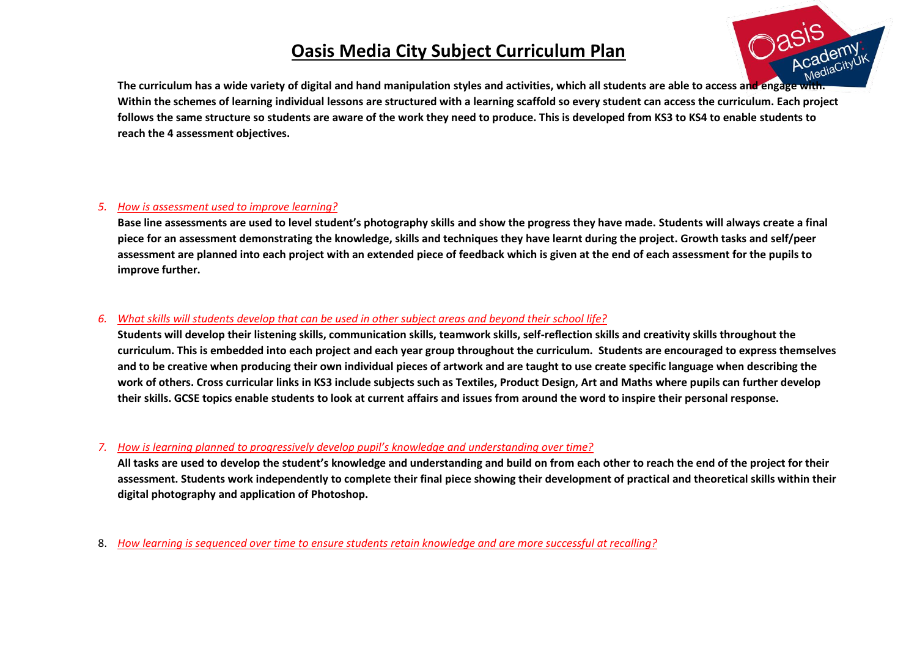# Oasis Media City Subject Curriculum Plan

**The curriculum has a wide variety of digital and hand manipulation styles and activities, which all students are able to access and engage with. Within the schemes of learning individual lessons are structured with a learning scaffold so every student can access the curriculum. Each project follows the same structure so students are aware of the work they need to produce. This is developed from KS3 to KS4 to enable students to reach the 4 assessment objectives.**

5. *How is assessment used to improve learning?*

   **Base line assessments are used to level student's photography skills and show the progress they have made. Students will always create a final piece for an assessment demonstrating the knowledge, skills and techniques they have learnt during the project. Growth tasks and self/peer assessment are planned into each project with an extended piece of feedback which is given at the end of each assessment for the pupils to improve further.**

6. *What skills will students develop that can be used in other subject areas and beyond their school life?*

   **Students will develop their listening skills, communication skills, teamwork skills, self-reflection skills and creativity skills throughout the curriculum. This is embedded into each project and each year group throughout the curriculum. Students are encouraged to express themselves and to be creative when producing their own individual pieces of artwork and are taught to use create specific language when describing the work of others. Cross curricular links in KS3 include subjects such as Textiles, Product Design, Art and Maths where pupils can further develop their skills. GCSE topics enable students to look at current affairs and issues from around the word to inspire their personal response.**

7. *How is learning planned to progressively develop pupil's knowledge and understanding over time?*

   **All tasks are used to develop the student's knowledge and understanding and build on from each other to reach the end of the project for their assessment. Students work independently to complete their final piece showing their development of practical and theoretical skills within their digital photography and application of Photoshop.**

8. *How learning is sequenced over time to ensure students retain knowledge and are more successful at recalling?*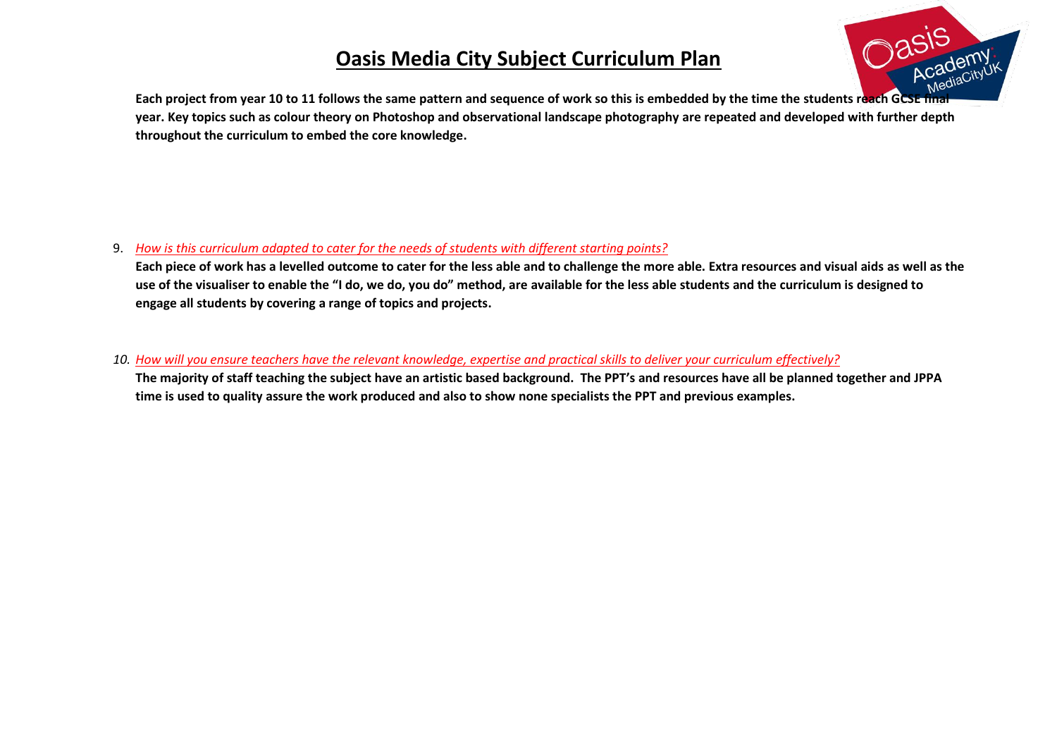# Oasis Media City Subject Curriculum Plan

**Each project from year 10 to 11 follows the same pattern and sequence of work so this is embedded by the time the students reach GCSE final year. Key topics such as colour theory on Photoshop and observational landscape photography are repeated and developed with further depth throughout the curriculum to embed the core knowledge.**

9. *How is this curriculum adapted to cater for the needs of students with different starting points?*

   **Each piece of work has a levelled outcome to cater for the less able and to challenge the more able. Extra resources and visual aids as well as the use of the visualiser to enable the "I do, we do, you do" method, are available for the less able students and the curriculum is designed to engage all students by covering a range of topics and projects.**

10. *How will you ensure teachers have the relevant knowledge, expertise and practical skills to deliver your curriculum effectively?*

    **The majority of staff teaching the subject have an artistic based background. The PPT's and resources have all be planned together and JPPA time is used to quality assure the work produced and also to show none specialists the PPT and previous examples.**